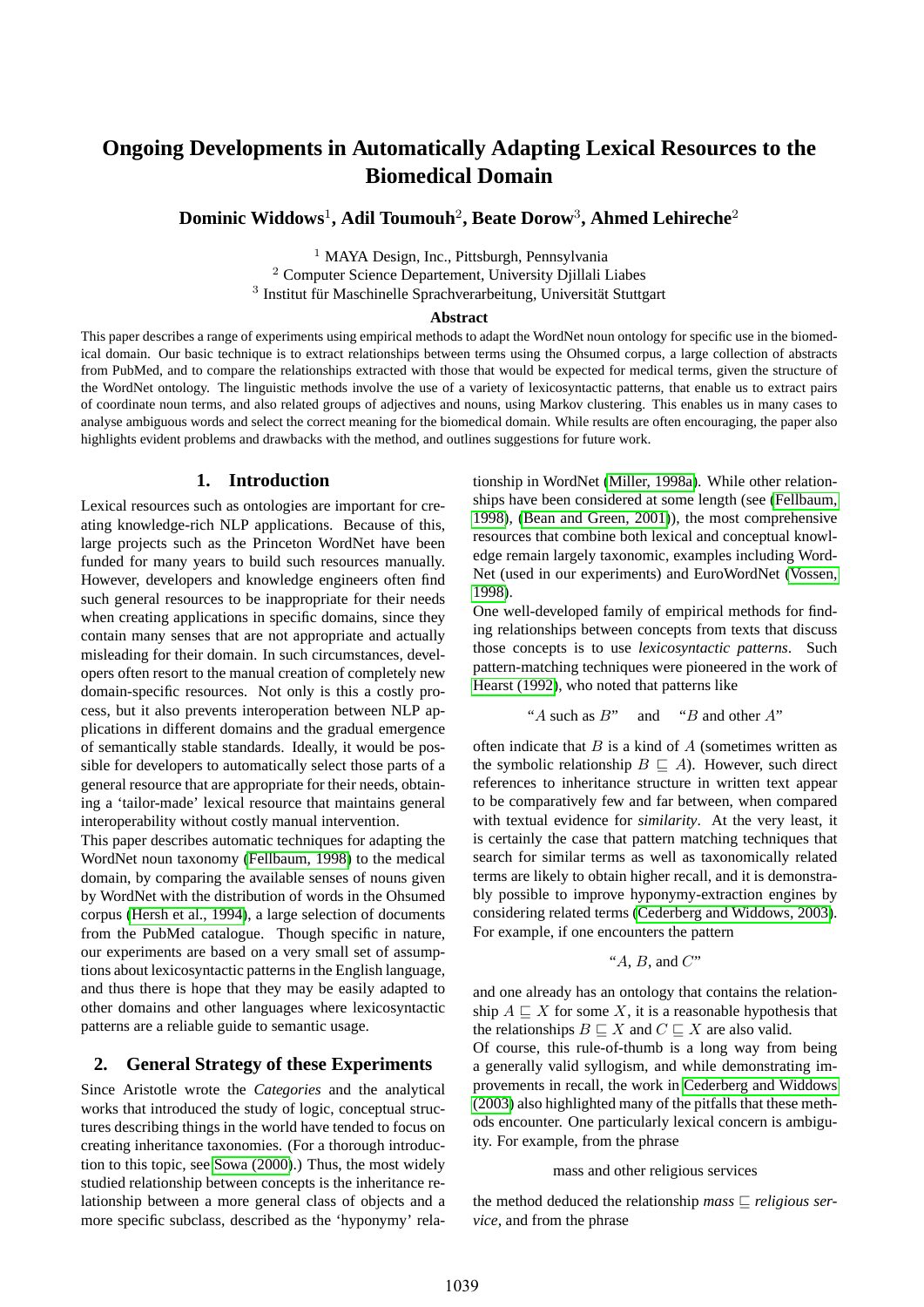# Ongoing Developments in Automatically Adapting Lexical Resources to the Biomedical Domain

**Dominic Widdows**[1], **Adil Toumouh**[2], **Beate Dorow**[3], **Ahmed Lehireche**[2]

[1] MAYA Design, Inc., Pittsburgh, Pennsylvania
[2] Computer Science Departement, University Djillali Liabes
[3] Institut für Maschinelle Sprachverarbeitung, Universität Stuttgart

### Abstract

This paper describes a range of experiments using empirical methods to adapt the WordNet noun ontology for specific use in the biomedical domain. Our basic technique is to extract relationships between terms using the Ohsumed corpus, a large collection of abstracts from PubMed, and to compare the relationships extracted with those that would be expected for medical terms, given the structure of the WordNet ontology. The linguistic methods involve the use of a variety of lexicosyntactic patterns, that enable us to extract pairs of coordinate noun terms, and also related groups of adjectives and nouns, using Markov clustering. This enables us in many cases to analyse ambiguous words and select the correct meaning for the biomedical domain. While results are often encouraging, the paper also highlights evident problems and drawbacks with the method, and outlines suggestions for future work.

## 1. Introduction

Lexical resources such as ontologies are important for creating knowledge-rich NLP applications. Because of this, large projects such as the Princeton WordNet have been funded for many years to build such resources manually. However, developers and knowledge engineers often find such general resources to be inappropriate for their needs when creating applications in specific domains, since they contain many senses that are not appropriate and actually misleading for their domain. In such circumstances, developers often resort to the manual creation of completely new domain-specific resources. Not only is this a costly process, but it also prevents interoperation between NLP applications in different domains and the gradual emergence of semantically stable standards. Ideally, it would be possible for developers to automatically select those parts of a general resource that are appropriate for their needs, obtaining a 'tailor-made' lexical resource that maintains general interoperability without costly manual intervention.

This paper describes automatic techniques for adapting the WordNet noun taxonomy (Fellbaum, 1998) to the medical domain, by comparing the available senses of nouns given by WordNet with the distribution of words in the Ohsumed corpus (Hersh et al., 1994), a large selection of documents from the PubMed catalogue. Though specific in nature, our experiments are based on a very small set of assumptions about lexicosyntactic patterns in the English language, and thus there is hope that they may be easily adapted to other domains and other languages where lexicosyntactic patterns are a reliable guide to semantic usage.

## 2. General Strategy of these Experiments

Since Aristotle wrote the *Categories* and the analytical works that introduced the study of logic, conceptual structures describing things in the world have tended to focus on creating inheritance taxonomies. (For a thorough introduction to this topic, see Sowa (2000).) Thus, the most widely studied relationship between concepts is the inheritance relationship between a more general class of objects and a more specific subclass, described as the 'hyponymy' relationship in WordNet (Miller, 1998a). While other relationships have been considered at some length (see (Fellbaum, 1998), (Bean and Green, 2001)), the most comprehensive resources that combine both lexical and conceptual knowledge remain largely taxonomic, examples including WordNet (used in our experiments) and EuroWordNet (Vossen, 1998).

One well-developed family of empirical methods for finding relationships between concepts from texts that discuss those concepts is to use *lexicosyntactic patterns*. Such pattern-matching techniques were pioneered in the work of Hearst (1992), who noted that patterns like

"$A$ such as $B$" and "$B$ and other $A$"

often indicate that $B$ is a kind of $A$ (sometimes written as the symbolic relationship $B \sqsubseteq A$). However, such direct references to inheritance structure in written text appear to be comparatively few and far between, when compared with textual evidence for *similarity*. At the very least, it is certainly the case that pattern matching techniques that search for similar terms as well as taxonomically related terms are likely to obtain higher recall, and it is demonstrably possible to improve hyponymy-extraction engines by considering related terms (Cederberg and Widdows, 2003). For example, if one encounters the pattern

"$A$, $B$, and $C$"

and one already has an ontology that contains the relationship $A \sqsubseteq X$ for some $X$, it is a reasonable hypothesis that the relationships $B \sqsubseteq X$ and $C \sqsubseteq X$ are also valid.

Of course, this rule-of-thumb is a long way from being a generally valid syllogism, and while demonstrating improvements in recall, the work in Cederberg and Widdows (2003) also highlighted many of the pitfalls that these methods encounter. One particularly lexical concern is ambiguity. For example, from the phrase

mass and other religious services

the method deduced the relationship *mass* $\sqsubseteq$ *religious service*, and from the phrase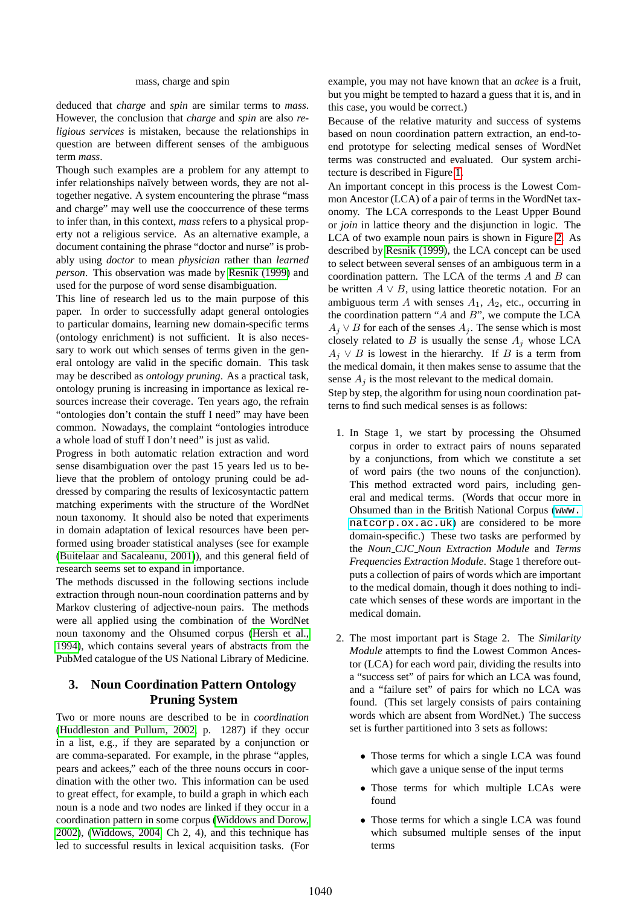mass, charge and spin

deduced that *charge* and *spin* are similar terms to *mass*. However, the conclusion that *charge* and *spin* are also *religious services* is mistaken, because the relationships in question are between different senses of the ambiguous term *mass*.

Though such examples are a problem for any attempt to infer relationships naïvely between words, they are not altogether negative. A system encountering the phrase "mass and charge" may well use the cooccurrence of these terms to infer than, in this context, *mass* refers to a physical property not a religious service. As an alternative example, a document containing the phrase "doctor and nurse" is probably using *doctor* to mean *physician* rather than *learned person*. This observation was made by Resnik (1999) and used for the purpose of word sense disambiguation.

This line of research led us to the main purpose of this paper. In order to successfully adapt general ontologies to particular domains, learning new domain-specific terms (ontology enrichment) is not sufficient. It is also necessary to work out which senses of terms given in the general ontology are valid in the specific domain. This task may be described as *ontology pruning*. As a practical task, ontology pruning is increasing in importance as lexical resources increase their coverage. Ten years ago, the refrain "ontologies don't contain the stuff I need" may have been common. Nowadays, the complaint "ontologies introduce a whole load of stuff I don't need" is just as valid.

Progress in both automatic relation extraction and word sense disambiguation over the past 15 years led us to believe that the problem of ontology pruning could be addressed by comparing the results of lexicosyntactic pattern matching experiments with the structure of the WordNet noun taxonomy. It should also be noted that experiments in domain adaptation of lexical resources have been performed using broader statistical analyses (see for example (Buitelaar and Sacaleanu, 2001)), and this general field of research seems set to expand in importance.

The methods discussed in the following sections include extraction through noun-noun coordination patterns and by Markov clustering of adjective-noun pairs. The methods were all applied using the combination of the WordNet noun taxonomy and the Ohsumed corpus (Hersh et al., 1994), which contains several years of abstracts from the PubMed catalogue of the US National Library of Medicine.

## 3. Noun Coordination Pattern Ontology Pruning System

Two or more nouns are described to be in *coordination* (Huddleston and Pullum, 2002, p. 1287) if they occur in a list, e.g., if they are separated by a conjunction or are comma-separated. For example, in the phrase "apples, pears and ackees," each of the three nouns occurs in coordination with the other two. This information can be used to great effect, for example, to build a graph in which each noun is a node and two nodes are linked if they occur in a coordination pattern in some corpus (Widdows and Dorow, 2002), (Widdows, 2004, Ch 2, 4), and this technique has led to successful results in lexical acquisition tasks. (For example, you may not have known that an *ackee* is a fruit, but you might be tempted to hazard a guess that it is, and in this case, you would be correct.)

Because of the relative maturity and success of systems based on noun coordination pattern extraction, an end-to-end prototype for selecting medical senses of WordNet terms was constructed and evaluated. Our system architecture is described in Figure 1.

An important concept in this process is the Lowest Common Ancestor (LCA) of a pair of terms in the WordNet taxonomy. The LCA corresponds to the Least Upper Bound or *join* in lattice theory and the disjunction in logic. The LCA of two example noun pairs is shown in Figure 2. As described by Resnik (1999), the LCA concept can be used to select between several senses of an ambiguous term in a coordination pattern. The LCA of the terms $A$ and $B$ can be written $A \vee B$, using lattice theoretic notation. For an ambiguous term $A$ with senses $A_1$, $A_2$, etc., occurring in the coordination pattern "$A$ and $B$", we compute the LCA $A_j \vee B$ for each of the senses $A_j$. The sense which is most closely related to $B$ is usually the sense $A_j$ whose LCA $A_j \vee B$ is lowest in the hierarchy. If $B$ is a term from the medical domain, it then makes sense to assume that the sense $A_j$ is the most relevant to the medical domain.

Step by step, the algorithm for using noun coordination patterns to find such medical senses is as follows:

1. In Stage 1, we start by processing the Ohsumed corpus in order to extract pairs of nouns separated by a conjunctions, from which we constitute a set of word pairs (the two nouns of the conjunction). This method extracted word pairs, including general and medical terms. (Words that occur more in Ohsumed than in the British National Corpus (`www.natcorp.ox.ac.uk`) are considered to be more domain-specific.) These two tasks are performed by the *Noun_CJC_Noun Extraction Module* and *Terms Frequencies Extraction Module*. Stage 1 therefore outputs a collection of pairs of words which are important to the medical domain, though it does nothing to indicate which senses of these words are important in the medical domain.

2. The most important part is Stage 2. The *Similarity Module* attempts to find the Lowest Common Ancestor (LCA) for each word pair, dividing the results into a "success set" of pairs for which an LCA was found, and a "failure set" of pairs for which no LCA was found. (This set largely consists of pairs containing words which are absent from WordNet.) The success set is further partitioned into 3 sets as follows:

   - Those terms for which a single LCA was found which gave a unique sense of the input terms
   - Those terms for which multiple LCAs were found
   - Those terms for which a single LCA was found which subsumed multiple senses of the input terms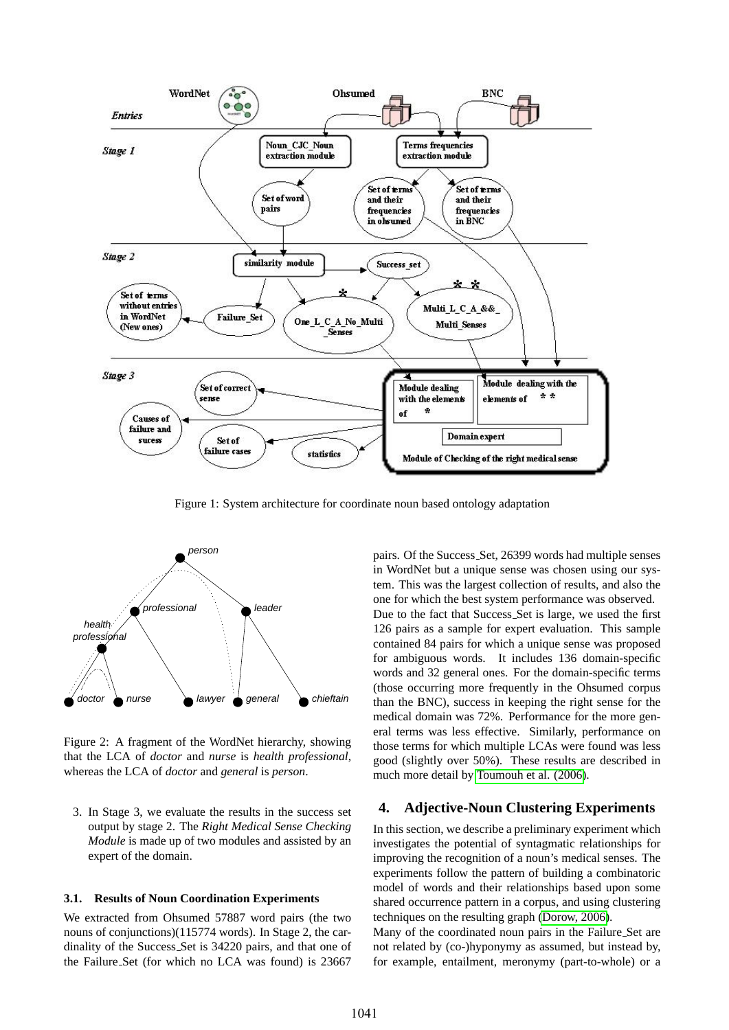Figure 1: System architecture for coordinate noun based ontology adaptation

Figure 2: A fragment of the WordNet hierarchy, showing that the LCA of *doctor* and *nurse* is *health professional*, whereas the LCA of *doctor* and *general* is *person*.

3. In Stage 3, we evaluate the results in the success set output by stage 2. The *Right Medical Sense Checking Module* is made up of two modules and assisted by an expert of the domain.

### 3.1. Results of Noun Coordination Experiments

We extracted from Ohsumed 57887 word pairs (the two nouns of conjunctions)(115774 words). In Stage 2, the cardinality of the Success_Set is 34220 pairs, and that one of the Failure_Set (for which no LCA was found) is 23667 pairs. Of the Success_Set, 26399 words had multiple senses in WordNet but a unique sense was chosen using our system. This was the largest collection of results, and also the one for which the best system performance was observed. Due to the fact that Success_Set is large, we used the first 126 pairs as a sample for expert evaluation. This sample contained 84 pairs for which a unique sense was proposed for ambiguous words. It includes 136 domain-specific words and 32 general ones. For the domain-specific terms (those occurring more frequently in the Ohsumed corpus than the BNC), success in keeping the right sense for the medical domain was 72%. Performance for the more general terms was less effective. Similarly, performance on those terms for which multiple LCAs were found was less good (slightly over 50%). These results are described in much more detail by Toumouh et al. (2006).

## 4. Adjective-Noun Clustering Experiments

In this section, we describe a preliminary experiment which investigates the potential of syntagmatic relationships for improving the recognition of a noun's medical senses. The experiments follow the pattern of building a combinatoric model of words and their relationships based upon some shared occurrence pattern in a corpus, and using clustering techniques on the resulting graph (Dorow, 2006).

Many of the coordinated noun pairs in the Failure_Set are not related by (co-)hyponymy as assumed, but instead by, for example, entailment, meronymy (part-to-whole) or a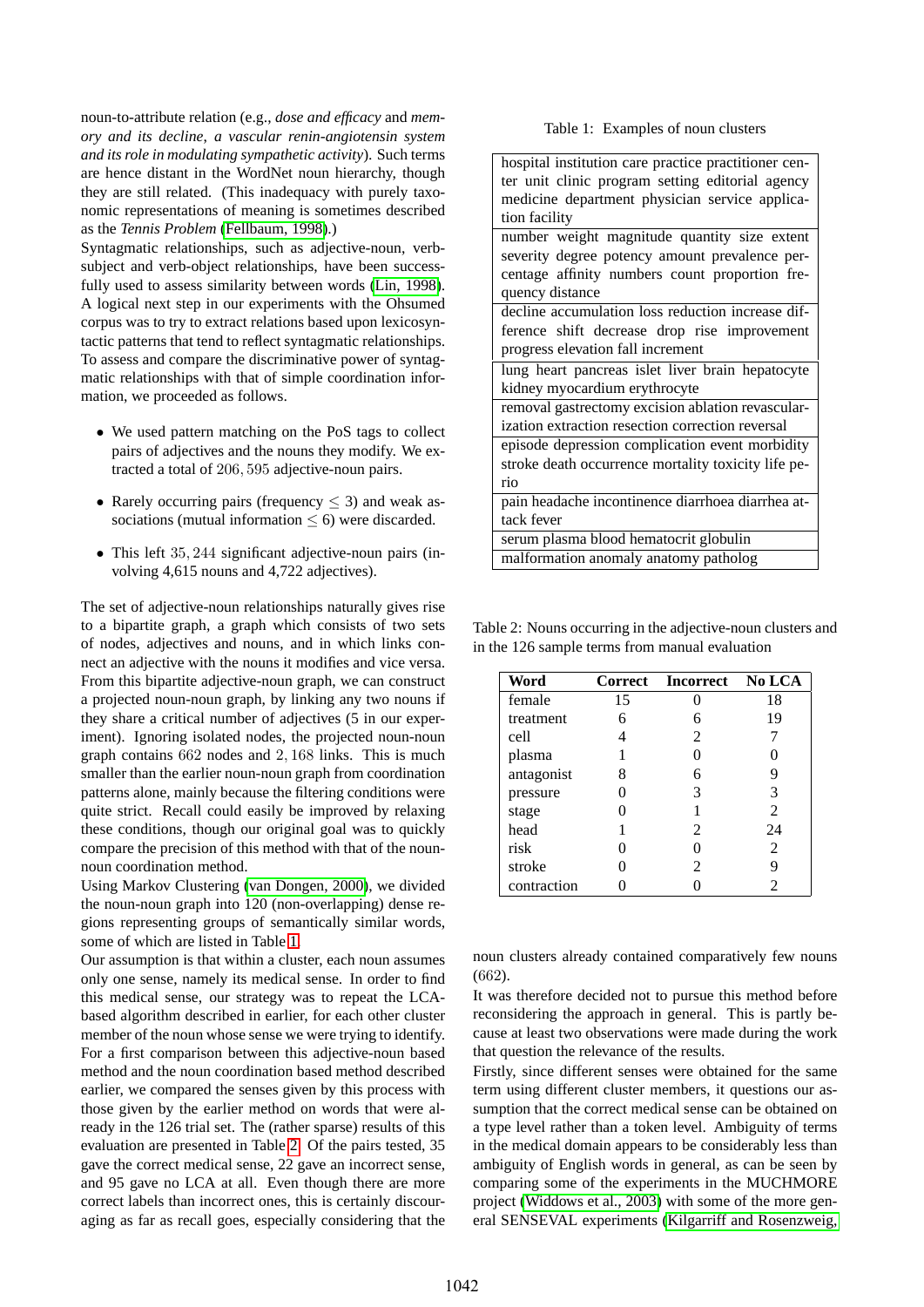noun-to-attribute relation (e.g., *dose and efficacy* and *memory and its decline*, *a vascular renin-angiotensin system and its role in modulating sympathetic activity*). Such terms are hence distant in the WordNet noun hierarchy, though they are still related. (This inadequacy with purely taxonomic representations of meaning is sometimes described as the *Tennis Problem* (Fellbaum, 1998).)

Syntagmatic relationships, such as adjective-noun, verb-subject and verb-object relationships, have been successfully used to assess similarity between words (Lin, 1998). A logical next step in our experiments with the Ohsumed corpus was to try to extract relations based upon lexicosyntactic patterns that tend to reflect syntagmatic relationships. To assess and compare the discriminative power of syntagmatic relationships with that of simple coordination information, we proceeded as follows.

- We used pattern matching on the PoS tags to collect pairs of adjectives and the nouns they modify. We extracted a total of $206,595$ adjective-noun pairs.
- Rarely occurring pairs (frequency $\leq 3$) and weak associations (mutual information $\leq 6$) were discarded.
- This left $35,244$ significant adjective-noun pairs (involving 4,615 nouns and 4,722 adjectives).

The set of adjective-noun relationships naturally gives rise to a bipartite graph, a graph which consists of two sets of nodes, adjectives and nouns, and in which links connect an adjective with the nouns it modifies and vice versa. From this bipartite adjective-noun graph, we can construct a projected noun-noun graph, by linking any two nouns if they share a critical number of adjectives (5 in our experiment). Ignoring isolated nodes, the projected noun-noun graph contains $662$ nodes and $2,168$ links. This is much smaller than the earlier noun-noun graph from coordination patterns alone, mainly because the filtering conditions were quite strict. Recall could easily be improved by relaxing these conditions, though our original goal was to quickly compare the precision of this method with that of the noun-noun coordination method.

Using Markov Clustering (van Dongen, 2000), we divided the noun-noun graph into 120 (non-overlapping) dense regions representing groups of semantically similar words, some of which are listed in Table 1.

Our assumption is that within a cluster, each noun assumes only one sense, namely its medical sense. In order to find this medical sense, our strategy was to repeat the LCA-based algorithm described in earlier, for each other cluster member of the noun whose sense we were trying to identify. For a first comparison between this adjective-noun based method and the noun coordination based method described earlier, we compared the senses given by this process with those given by the earlier method on words that were already in the 126 trial set. The (rather sparse) results of this evaluation are presented in Table 2. Of the pairs tested, 35 gave the correct medical sense, 22 gave an incorrect sense, and 95 gave no LCA at all. Even though there are more correct labels than incorrect ones, this is certainly discouraging as far as recall goes, especially considering that the noun clusters already contained comparatively few nouns (662).

Table 1: Examples of noun clusters

| |
|---|
| hospital institution care practice practitioner center unit clinic program setting editorial agency medicine department physician service application facility |
| number weight magnitude quantity size extent severity degree potency amount prevalence percentage affinity numbers count proportion frequency distance |
| decline accumulation loss reduction increase difference shift decrease drop rise improvement progress elevation fall increment |
| lung heart pancreas islet liver brain hepatocyte kidney myocardium erythrocyte |
| removal gastrectomy excision ablation revascularization extraction resection correction reversal |
| episode depression complication event morbidity stroke death occurrence mortality toxicity life perio |
| pain headache incontinence diarrhoea diarrhea attack fever |
| serum plasma blood hematocrit globulin |
| malformation anomaly anatomy patholog |

Table 2: Nouns occurring in the adjective-noun clusters and in the 126 sample terms from manual evaluation

| Word | Correct | Incorrect | No LCA |
|---|---|---|---|
| female | 15 | 0 | 18 |
| treatment | 6 | 6 | 19 |
| cell | 4 | 2 | 7 |
| plasma | 1 | 0 | 0 |
| antagonist | 8 | 6 | 9 |
| pressure | 0 | 3 | 3 |
| stage | 0 | 1 | 2 |
| head | 1 | 2 | 24 |
| risk | 0 | 0 | 2 |
| stroke | 0 | 2 | 9 |
| contraction | 0 | 0 | 2 |

It was therefore decided not to pursue this method before reconsidering the approach in general. This is partly because at least two observations were made during the work that question the relevance of the results.

Firstly, since different senses were obtained for the same term using different cluster members, it questions our assumption that the correct medical sense can be obtained on a type level rather than a token level. Ambiguity of terms in the medical domain appears to be considerably less than ambiguity of English words in general, as can be seen by comparing some of the experiments in the MUCHMORE project (Widdows et al., 2003) with some of the more general SENSEVAL experiments (Kilgarriff and Rosenzweig,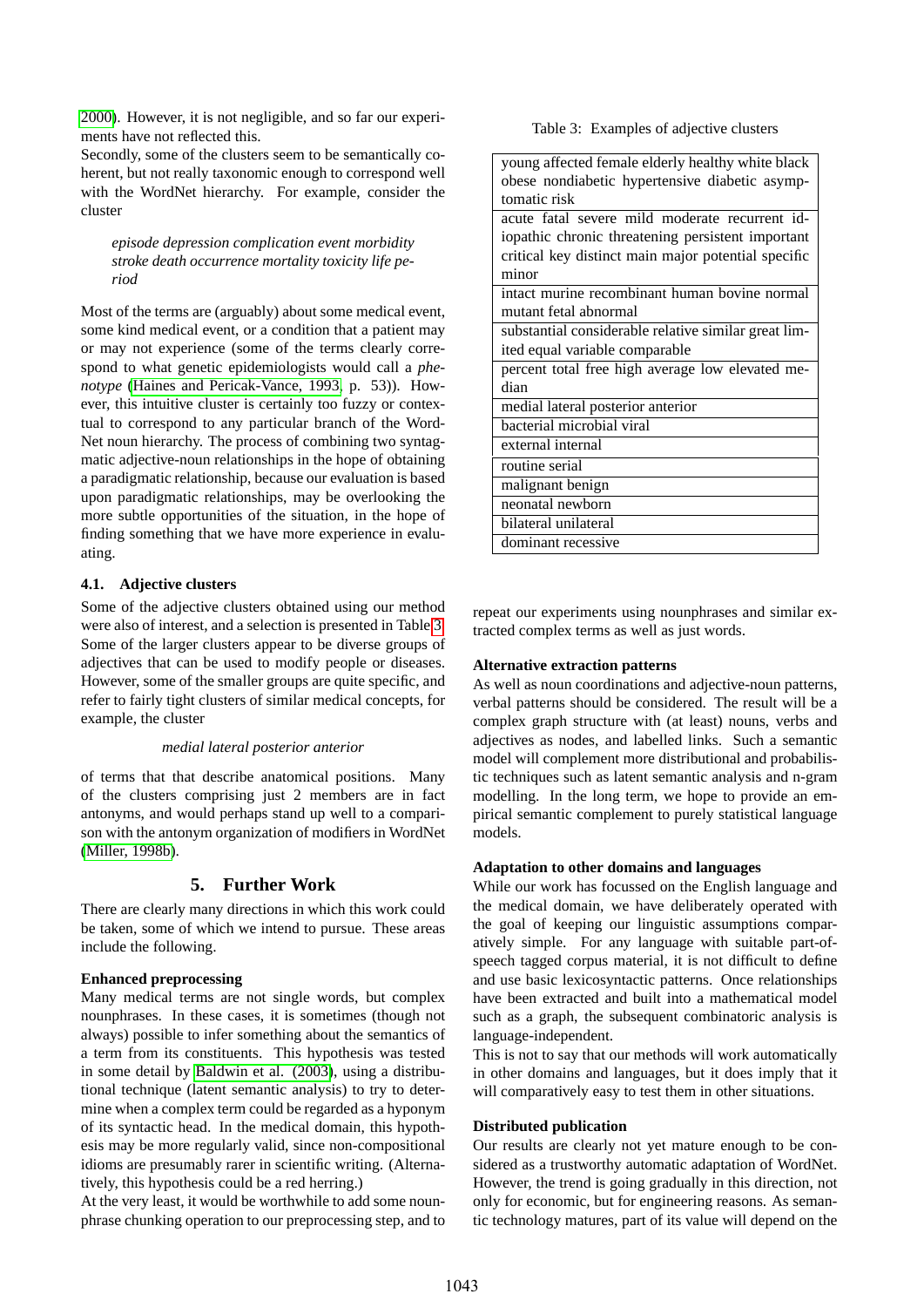2000). However, it is not negligible, and so far our experiments have not reflected this.

Secondly, some of the clusters seem to be semantically coherent, but not really taxonomic enough to correspond well with the WordNet hierarchy. For example, consider the cluster

> *episode depression complication event morbidity stroke death occurrence mortality toxicity life period*

Most of the terms are (arguably) about some medical event, some kind medical event, or a condition that a patient may or may not experience (some of the terms clearly correspond to what genetic epidemiologists would call a *phenotype* (Haines and Pericak-Vance, 1993, p. 53)). However, this intuitive cluster is certainly too fuzzy or contextual to correspond to any particular branch of the WordNet noun hierarchy. The process of combining two syntagmatic adjective-noun relationships in the hope of obtaining a paradigmatic relationship, because our evaluation is based upon paradigmatic relationships, may be overlooking the more subtle opportunities of the situation, in the hope of finding something that we have more experience in evaluating.

### 4.1. Adjective clusters

Some of the adjective clusters obtained using our method were also of interest, and a selection is presented in Table 3. Some of the larger clusters appear to be diverse groups of adjectives that can be used to modify people or diseases. However, some of the smaller groups are quite specific, and refer to fairly tight clusters of similar medical concepts, for example, the cluster

> *medial lateral posterior anterior*

of terms that that describe anatomical positions. Many of the clusters comprising just 2 members are in fact antonyms, and would perhaps stand up well to a comparison with the antonym organization of modifiers in WordNet (Miller, 1998b).

Table 3: Examples of adjective clusters

| |
|---|
| young affected female elderly healthy white black obese nondiabetic hypertensive diabetic asymptomatic risk |
| acute fatal severe mild moderate recurrent idiopathic chronic threatening persistent important critical key distinct main major potential specific minor |
| intact murine recombinant human bovine normal mutant fetal abnormal |
| substantial considerable relative similar great limited equal variable comparable |
| percent total free high average low elevated median |
| medial lateral posterior anterior |
| bacterial microbial viral |
| external internal |
| routine serial |
| malignant benign |
| neonatal newborn |
| bilateral unilateral |
| dominant recessive |

## 5. Further Work

There are clearly many directions in which this work could be taken, some of which we intend to pursue. These areas include the following.

**Enhanced preprocessing**

Many medical terms are not single words, but complex nounphrases. In these cases, it is sometimes (though not always) possible to infer something about the semantics of a term from its constituents. This hypothesis was tested in some detail by Baldwin et al. (2003), using a distributional technique (latent semantic analysis) to try to determine when a complex term could be regarded as a hyponym of its syntactic head. In the medical domain, this hypothesis may be more regularly valid, since non-compositional idioms are presumably rarer in scientific writing. (Alternatively, this hypothesis could be a red herring.)

At the very least, it would be worthwhile to add some nounphrase chunking operation to our preprocessing step, and to repeat our experiments using nounphrases and similar extracted complex terms as well as just words.

**Alternative extraction patterns**

As well as noun coordinations and adjective-noun patterns, verbal patterns should be considered. The result will be a complex graph structure with (at least) nouns, verbs and adjectives as nodes, and labelled links. Such a semantic model will complement more distributional and probabilistic techniques such as latent semantic analysis and n-gram modelling. In the long term, we hope to provide an empirical semantic complement to purely statistical language models.

**Adaptation to other domains and languages**

While our work has focussed on the English language and the medical domain, we have deliberately operated with the goal of keeping our linguistic assumptions comparatively simple. For any language with suitable part-of-speech tagged corpus material, it is not difficult to define and use basic lexicosyntactic patterns. Once relationships have been extracted and built into a mathematical model such as a graph, the subsequent combinatoric analysis is language-independent.

This is not to say that our methods will work automatically in other domains and languages, but it does imply that it will comparatively easy to test them in other situations.

**Distributed publication**

Our results are clearly not yet mature enough to be considered as a trustworthy automatic adaptation of WordNet. However, the trend is going gradually in this direction, not only for economic, but for engineering reasons. As semantic technology matures, part of its value will depend on the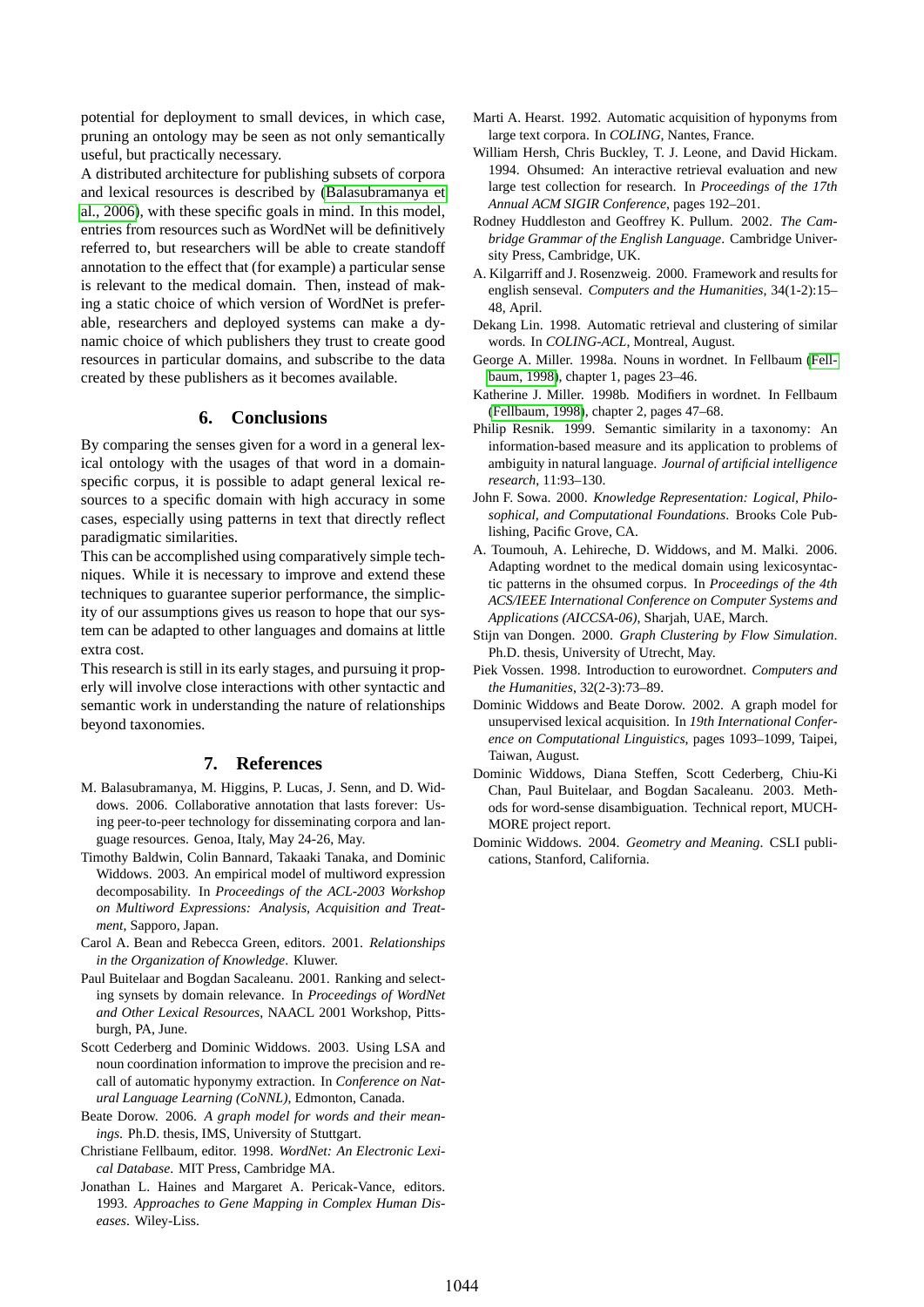potential for deployment to small devices, in which case, pruning an ontology may be seen as not only semantically useful, but practically necessary.

A distributed architecture for publishing subsets of corpora and lexical resources is described by (Balasubramanya et al., 2006), with these specific goals in mind. In this model, entries from resources such as WordNet will be definitively referred to, but researchers will be able to create standoff annotation to the effect that (for example) a particular sense is relevant to the medical domain. Then, instead of making a static choice of which version of WordNet is preferable, researchers and deployed systems can make a dynamic choice of which publishers they trust to create good resources in particular domains, and subscribe to the data created by these publishers as it becomes available.

## 6. Conclusions

By comparing the senses given for a word in a general lexical ontology with the usages of that word in a domain-specific corpus, it is possible to adapt general lexical resources to a specific domain with high accuracy in some cases, especially using patterns in text that directly reflect paradigmatic similarities.

This can be accomplished using comparatively simple techniques. While it is necessary to improve and extend these techniques to guarantee superior performance, the simplicity of our assumptions gives us reason to hope that our system can be adapted to other languages and domains at little extra cost.

This research is still in its early stages, and pursuing it properly will involve close interactions with other syntactic and semantic work in understanding the nature of relationships beyond taxonomies.

## 7. References

M. Balasubramanya, M. Higgins, P. Lucas, J. Senn, and D. Widdows. 2006. Collaborative annotation that lasts forever: Using peer-to-peer technology for disseminating corpora and language resources. Genoa, Italy, May 24-26, May.

Timothy Baldwin, Colin Bannard, Takaaki Tanaka, and Dominic Widdows. 2003. An empirical model of multiword expression decomposability. In *Proceedings of the ACL-2003 Workshop on Multiword Expressions: Analysis, Acquisition and Treatment*, Sapporo, Japan.

Carol A. Bean and Rebecca Green, editors. 2001. *Relationships in the Organization of Knowledge*. Kluwer.

Paul Buitelaar and Bogdan Sacaleanu. 2001. Ranking and selecting synsets by domain relevance. In *Proceedings of WordNet and Other Lexical Resources*, NAACL 2001 Workshop, Pittsburgh, PA, June.

Scott Cederberg and Dominic Widdows. 2003. Using LSA and noun coordination information to improve the precision and recall of automatic hyponymy extraction. In *Conference on Natural Language Learning (CoNNL)*, Edmonton, Canada.

Beate Dorow. 2006. *A graph model for words and their meanings.* Ph.D. thesis, IMS, University of Stuttgart.

Christiane Fellbaum, editor. 1998. *WordNet: An Electronic Lexical Database*. MIT Press, Cambridge MA.

Jonathan L. Haines and Margaret A. Pericak-Vance, editors. 1993. *Approaches to Gene Mapping in Complex Human Diseases*. Wiley-Liss.

Marti A. Hearst. 1992. Automatic acquisition of hyponyms from large text corpora. In *COLING*, Nantes, France.

William Hersh, Chris Buckley, T. J. Leone, and David Hickam. 1994. Ohsumed: An interactive retrieval evaluation and new large test collection for research. In *Proceedings of the 17th Annual ACM SIGIR Conference*, pages 192–201.

Rodney Huddleston and Geoffrey K. Pullum. 2002. *The Cambridge Grammar of the English Language*. Cambridge University Press, Cambridge, UK.

A. Kilgarriff and J. Rosenzweig. 2000. Framework and results for english senseval. *Computers and the Humanities*, 34(1-2):15–48, April.

Dekang Lin. 1998. Automatic retrieval and clustering of similar words. In *COLING-ACL*, Montreal, August.

George A. Miller. 1998a. Nouns in wordnet. In Fellbaum (Fellbaum, 1998), chapter 1, pages 23–46.

Katherine J. Miller. 1998b. Modifiers in wordnet. In Fellbaum (Fellbaum, 1998), chapter 2, pages 47–68.

Philip Resnik. 1999. Semantic similarity in a taxonomy: An information-based measure and its application to problems of ambiguity in natural language. *Journal of artificial intelligence research*, 11:93–130.

John F. Sowa. 2000. *Knowledge Representation: Logical, Philosophical, and Computational Foundations*. Brooks Cole Publishing, Pacific Grove, CA.

A. Toumouh, A. Lehireche, D. Widdows, and M. Malki. 2006. Adapting wordnet to the medical domain using lexicosyntactic patterns in the ohsumed corpus. In *Proceedings of the 4th ACS/IEEE International Conference on Computer Systems and Applications (AICCSA-06)*, Sharjah, UAE, March.

Stijn van Dongen. 2000. *Graph Clustering by Flow Simulation*. Ph.D. thesis, University of Utrecht, May.

Piek Vossen. 1998. Introduction to eurowordnet. *Computers and the Humanities*, 32(2-3):73–89.

Dominic Widdows and Beate Dorow. 2002. A graph model for unsupervised lexical acquisition. In *19th International Conference on Computational Linguistics*, pages 1093–1099, Taipei, Taiwan, August.

Dominic Widdows, Diana Steffen, Scott Cederberg, Chiu-Ki Chan, Paul Buitelaar, and Bogdan Sacaleanu. 2003. Methods for word-sense disambiguation. Technical report, MUCHMORE project report.

Dominic Widdows. 2004. *Geometry and Meaning*. CSLI publications, Stanford, California.